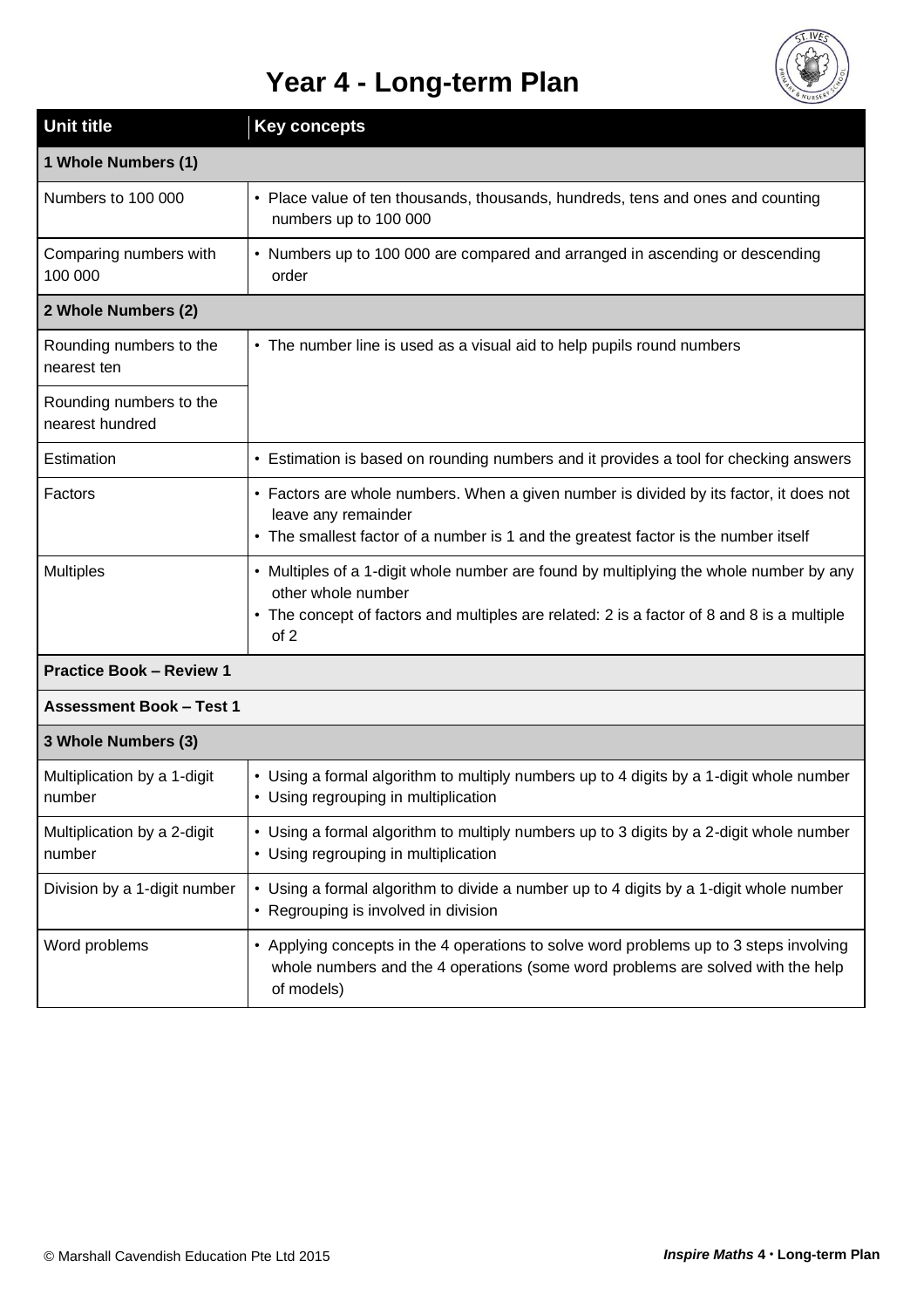# Year 4 - Long-term Plan

| Unit title | Key concepts |
|---|---|
| **1 Whole Numbers (1)** | |
| Numbers to 100 000 | • Place value of ten thousands, thousands, hundreds, tens and ones and counting numbers up to 100 000 |
| Comparing numbers with 100 000 | • Numbers up to 100 000 are compared and arranged in ascending or descending order |
| **2 Whole Numbers (2)** | |
| Rounding numbers to the nearest ten | • The number line is used as a visual aid to help pupils round numbers |
| Rounding numbers to the nearest hundred | |
| Estimation | • Estimation is based on rounding numbers and it provides a tool for checking answers |
| Factors | • Factors are whole numbers. When a given number is divided by its factor, it does not leave any remainder<br>• The smallest factor of a number is 1 and the greatest factor is the number itself |
| Multiples | • Multiples of a 1-digit whole number are found by multiplying the whole number by any other whole number<br>• The concept of factors and multiples are related: 2 is a factor of 8 and 8 is a multiple of 2 |
| **Practice Book – Review 1** | |
| **Assessment Book – Test 1** | |
| **3 Whole Numbers (3)** | |
| Multiplication by a 1-digit number | • Using a formal algorithm to multiply numbers up to 4 digits by a 1-digit whole number<br>• Using regrouping in multiplication |
| Multiplication by a 2-digit number | • Using a formal algorithm to multiply numbers up to 3 digits by a 2-digit whole number<br>• Using regrouping in multiplication |
| Division by a 1-digit number | • Using a formal algorithm to divide a number up to 4 digits by a 1-digit whole number<br>• Regrouping is involved in division |
| Word problems | • Applying concepts in the 4 operations to solve word problems up to 3 steps involving whole numbers and the 4 operations (some word problems are solved with the help of models) |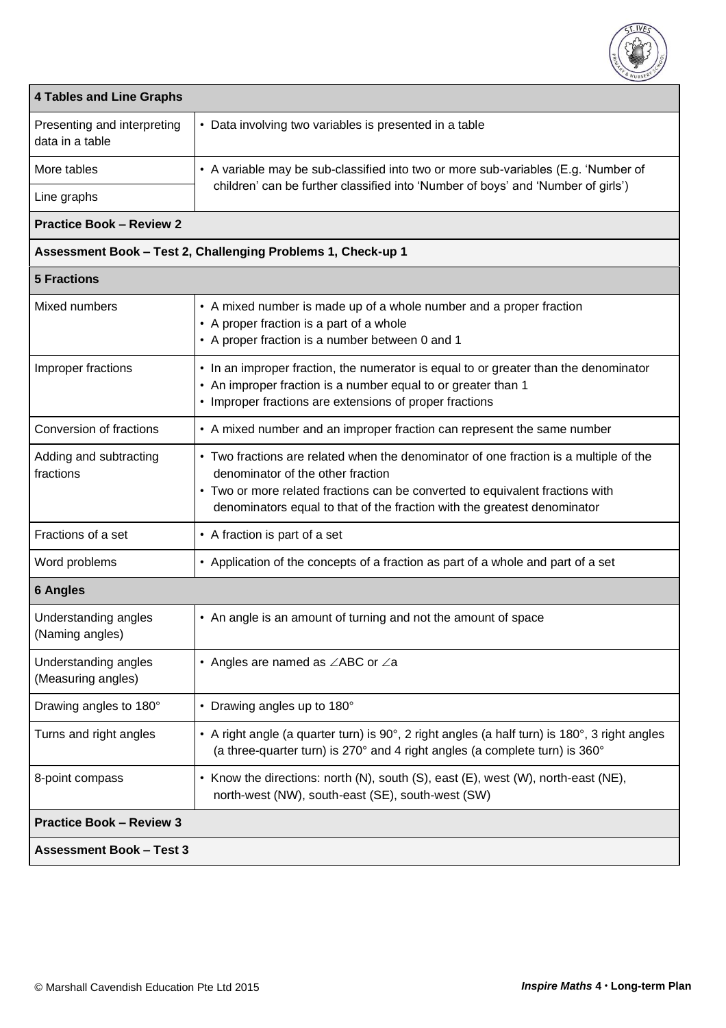| 4 Tables and Line Graphs | |
|---|---|
| Presenting and interpreting data in a table | • Data involving two variables is presented in a table |
| More tables | • A variable may be sub-classified into two or more sub-variables (E.g. 'Number of children' can be further classified into 'Number of boys' and 'Number of girls') |
| Line graphs | |
| **Practice Book – Review 2** | |
| **Assessment Book – Test 2, Challenging Problems 1, Check-up 1** | |
| **5 Fractions** | |
| Mixed numbers | • A mixed number is made up of a whole number and a proper fraction<br>• A proper fraction is a part of a whole<br>• A proper fraction is a number between 0 and 1 |
| Improper fractions | • In an improper fraction, the numerator is equal to or greater than the denominator<br>• An improper fraction is a number equal to or greater than 1<br>• Improper fractions are extensions of proper fractions |
| Conversion of fractions | • A mixed number and an improper fraction can represent the same number |
| Adding and subtracting fractions | • Two fractions are related when the denominator of one fraction is a multiple of the denominator of the other fraction<br>• Two or more related fractions can be converted to equivalent fractions with denominators equal to that of the fraction with the greatest denominator |
| Fractions of a set | • A fraction is part of a set |
| Word problems | • Application of the concepts of a fraction as part of a whole and part of a set |
| **6 Angles** | |
| Understanding angles (Naming angles) | • An angle is an amount of turning and not the amount of space |
| Understanding angles (Measuring angles) | • Angles are named as ∠ABC or ∠a |
| Drawing angles to 180° | • Drawing angles up to 180° |
| Turns and right angles | • A right angle (a quarter turn) is 90°, 2 right angles (a half turn) is 180°, 3 right angles (a three-quarter turn) is 270° and 4 right angles (a complete turn) is 360° |
| 8-point compass | • Know the directions: north (N), south (S), east (E), west (W), north-east (NE), north-west (NW), south-east (SE), south-west (SW) |
| **Practice Book – Review 3** | |
| **Assessment Book – Test 3** | |

© Marshall Cavendish Education Pte Ltd 2015

*Inspire Maths* **4 • Long-term Plan**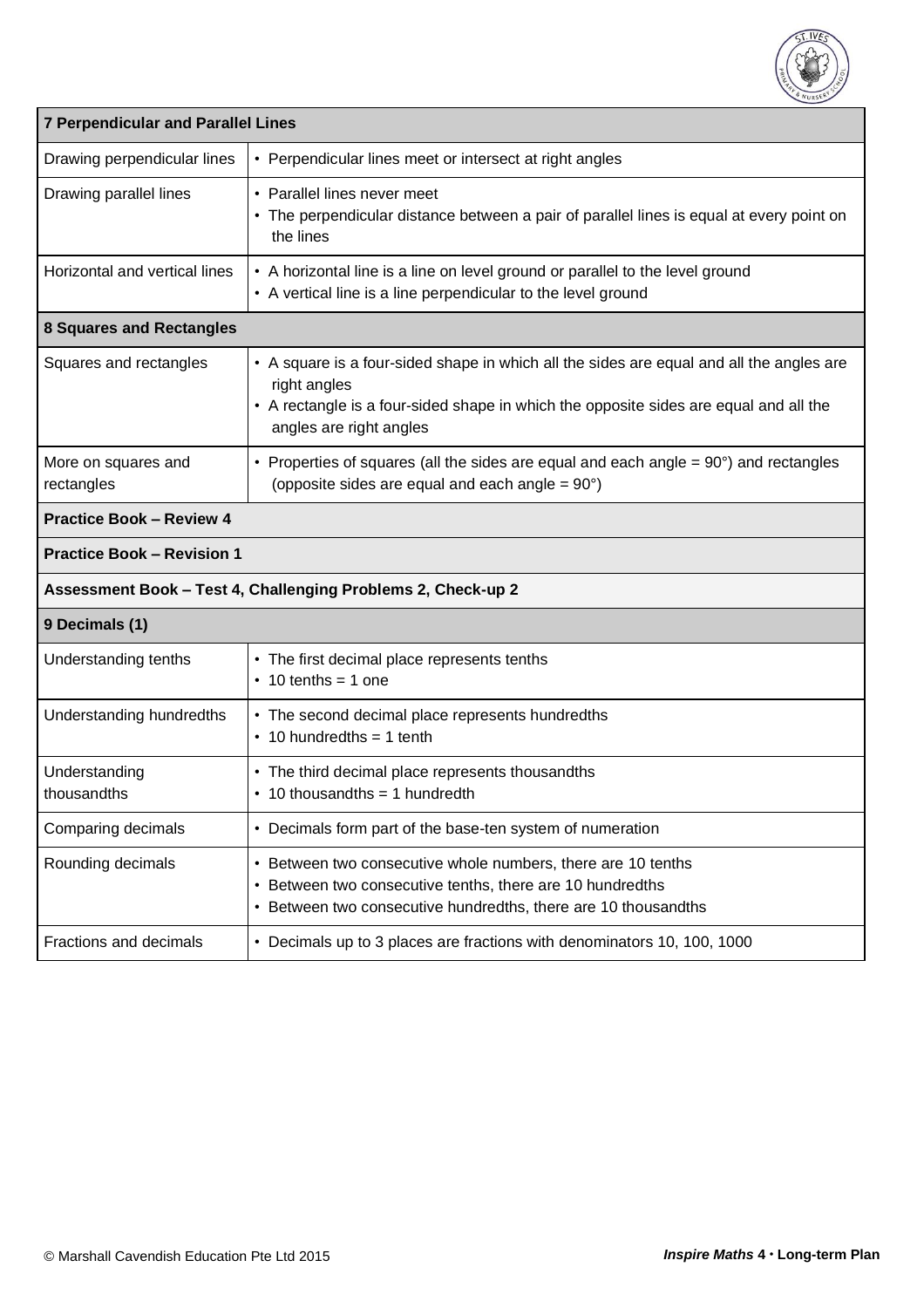| 7 Perpendicular and Parallel Lines | |
|---|---|
| Drawing perpendicular lines | • Perpendicular lines meet or intersect at right angles |
| Drawing parallel lines | • Parallel lines never meet<br>• The perpendicular distance between a pair of parallel lines is equal at every point on the lines |
| Horizontal and vertical lines | • A horizontal line is a line on level ground or parallel to the level ground<br>• A vertical line is a line perpendicular to the level ground |
| **8 Squares and Rectangles** | |
| Squares and rectangles | • A square is a four-sided shape in which all the sides are equal and all the angles are right angles<br>• A rectangle is a four-sided shape in which the opposite sides are equal and all the angles are right angles |
| More on squares and rectangles | • Properties of squares (all the sides are equal and each angle = 90°) and rectangles (opposite sides are equal and each angle = 90°) |
| **Practice Book – Review 4** | |
| **Practice Book – Revision 1** | |
| **Assessment Book – Test 4, Challenging Problems 2, Check-up 2** | |
| **9 Decimals (1)** | |
| Understanding tenths | • The first decimal place represents tenths<br>• 10 tenths = 1 one |
| Understanding hundredths | • The second decimal place represents hundredths<br>• 10 hundredths = 1 tenth |
| Understanding thousandths | • The third decimal place represents thousandths<br>• 10 thousandths = 1 hundredth |
| Comparing decimals | • Decimals form part of the base-ten system of numeration |
| Rounding decimals | • Between two consecutive whole numbers, there are 10 tenths<br>• Between two consecutive tenths, there are 10 hundredths<br>• Between two consecutive hundredths, there are 10 thousandths |
| Fractions and decimals | • Decimals up to 3 places are fractions with denominators 10, 100, 1000 |

© Marshall Cavendish Education Pte Ltd 2015

*Inspire Maths* **4 · Long-term Plan**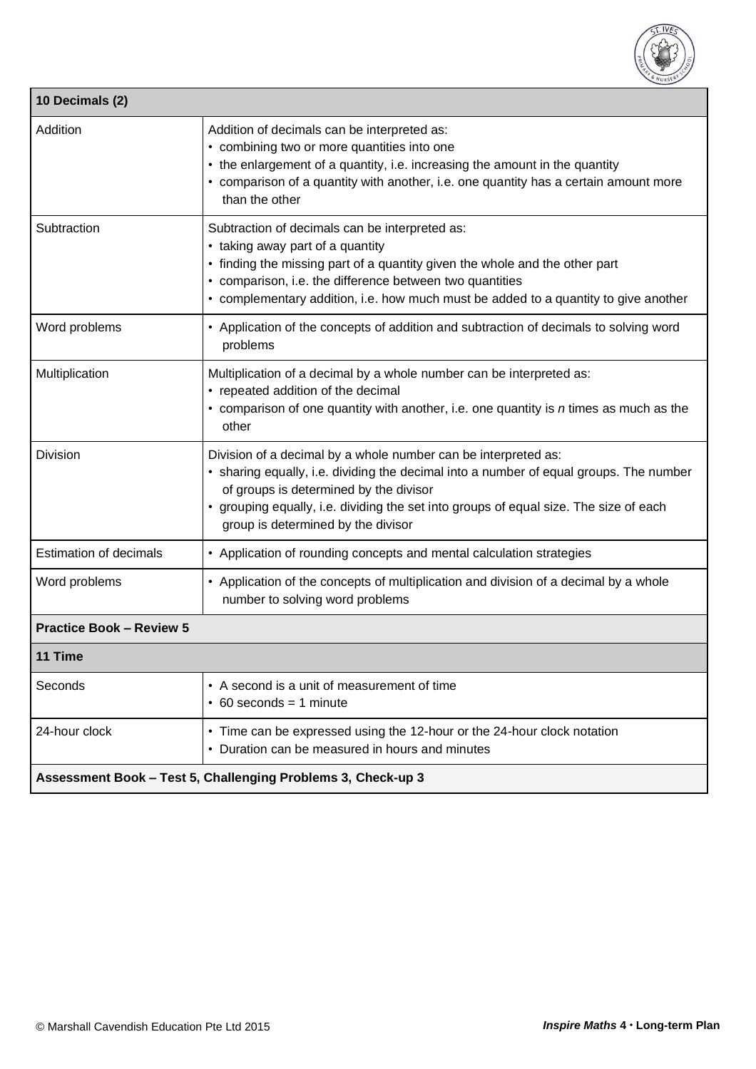| 10 Decimals (2) | |
|---|---|
| Addition | Addition of decimals can be interpreted as:<br>• combining two or more quantities into one<br>• the enlargement of a quantity, i.e. increasing the amount in the quantity<br>• comparison of a quantity with another, i.e. one quantity has a certain amount more than the other |
| Subtraction | Subtraction of decimals can be interpreted as:<br>• taking away part of a quantity<br>• finding the missing part of a quantity given the whole and the other part<br>• comparison, i.e. the difference between two quantities<br>• complementary addition, i.e. how much must be added to a quantity to give another |
| Word problems | • Application of the concepts of addition and subtraction of decimals to solving word problems |
| Multiplication | Multiplication of a decimal by a whole number can be interpreted as:<br>• repeated addition of the decimal<br>• comparison of one quantity with another, i.e. one quantity is *n* times as much as the other |
| Division | Division of a decimal by a whole number can be interpreted as:<br>• sharing equally, i.e. dividing the decimal into a number of equal groups. The number of groups is determined by the divisor<br>• grouping equally, i.e. dividing the set into groups of equal size. The size of each group is determined by the divisor |
| Estimation of decimals | • Application of rounding concepts and mental calculation strategies |
| Word problems | • Application of the concepts of multiplication and division of a decimal by a whole number to solving word problems |
| **Practice Book – Review 5** | |
| **11 Time** | |
| Seconds | • A second is a unit of measurement of time<br>• 60 seconds = 1 minute |
| 24-hour clock | • Time can be expressed using the 12-hour or the 24-hour clock notation<br>• Duration can be measured in hours and minutes |
| **Assessment Book – Test 5, Challenging Problems 3, Check-up 3** | |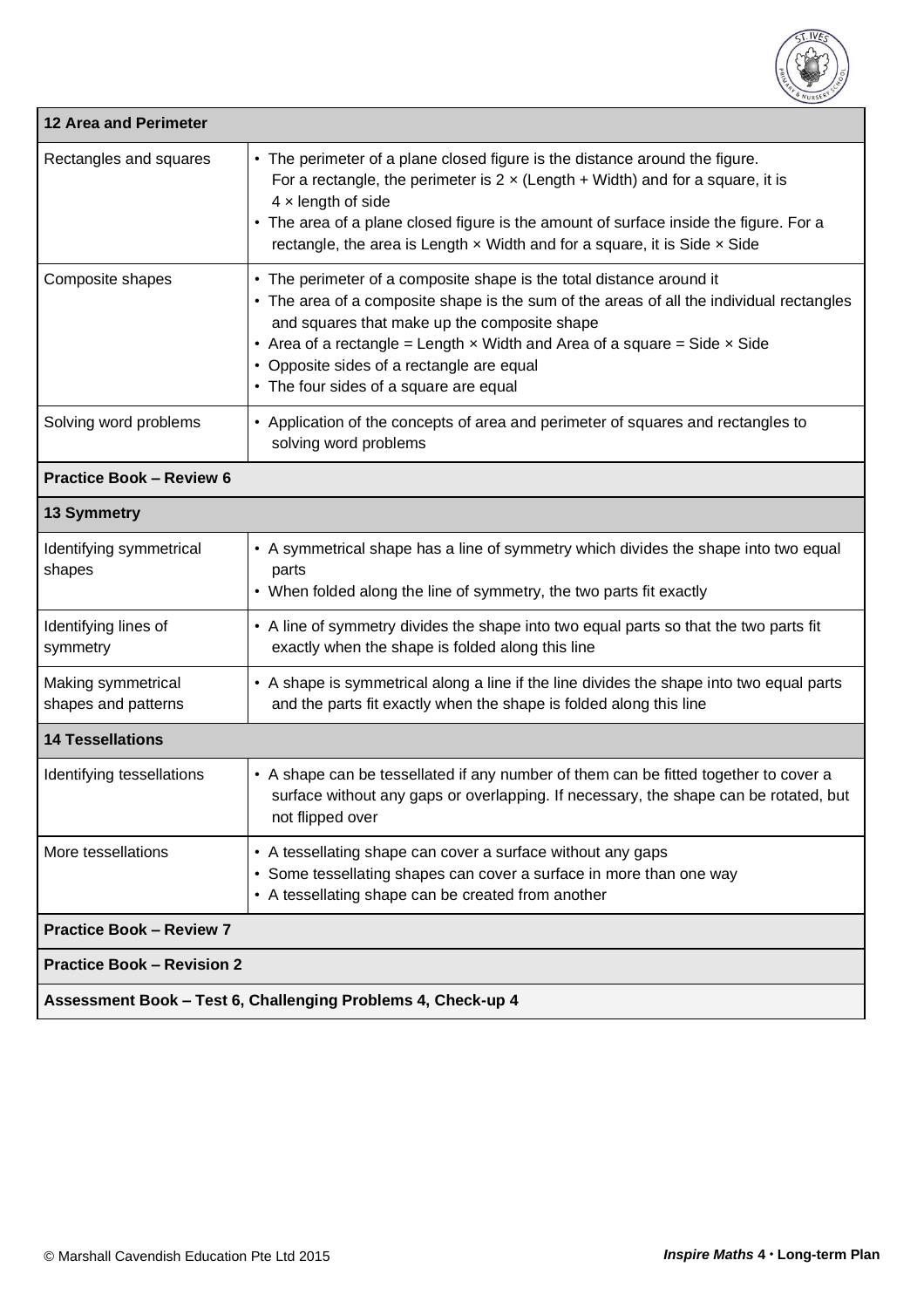| | |
|---|---|
| **12 Area and Perimeter** | |
| Rectangles and squares | • The perimeter of a plane closed figure is the distance around the figure. For a rectangle, the perimeter is 2 × (Length + Width) and for a square, it is 4 × length of side<br>• The area of a plane closed figure is the amount of surface inside the figure. For a rectangle, the area is Length × Width and for a square, it is Side × Side |
| Composite shapes | • The perimeter of a composite shape is the total distance around it<br>• The area of a composite shape is the sum of the areas of all the individual rectangles and squares that make up the composite shape<br>• Area of a rectangle = Length × Width and Area of a square = Side × Side<br>• Opposite sides of a rectangle are equal<br>• The four sides of a square are equal |
| Solving word problems | • Application of the concepts of area and perimeter of squares and rectangles to solving word problems |
| **Practice Book – Review 6** | |
| **13 Symmetry** | |
| Identifying symmetrical shapes | • A symmetrical shape has a line of symmetry which divides the shape into two equal parts<br>• When folded along the line of symmetry, the two parts fit exactly |
| Identifying lines of symmetry | • A line of symmetry divides the shape into two equal parts so that the two parts fit exactly when the shape is folded along this line |
| Making symmetrical shapes and patterns | • A shape is symmetrical along a line if the line divides the shape into two equal parts and the parts fit exactly when the shape is folded along this line |
| **14 Tessellations** | |
| Identifying tessellations | • A shape can be tessellated if any number of them can be fitted together to cover a surface without any gaps or overlapping. If necessary, the shape can be rotated, but not flipped over |
| More tessellations | • A tessellating shape can cover a surface without any gaps<br>• Some tessellating shapes can cover a surface in more than one way<br>• A tessellating shape can be created from another |
| **Practice Book – Review 7** | |
| **Practice Book – Revision 2** | |
| **Assessment Book – Test 6, Challenging Problems 4, Check-up 4** | |

© Marshall Cavendish Education Pte Ltd 2015

***Inspire Maths* 4 • Long-term Plan**